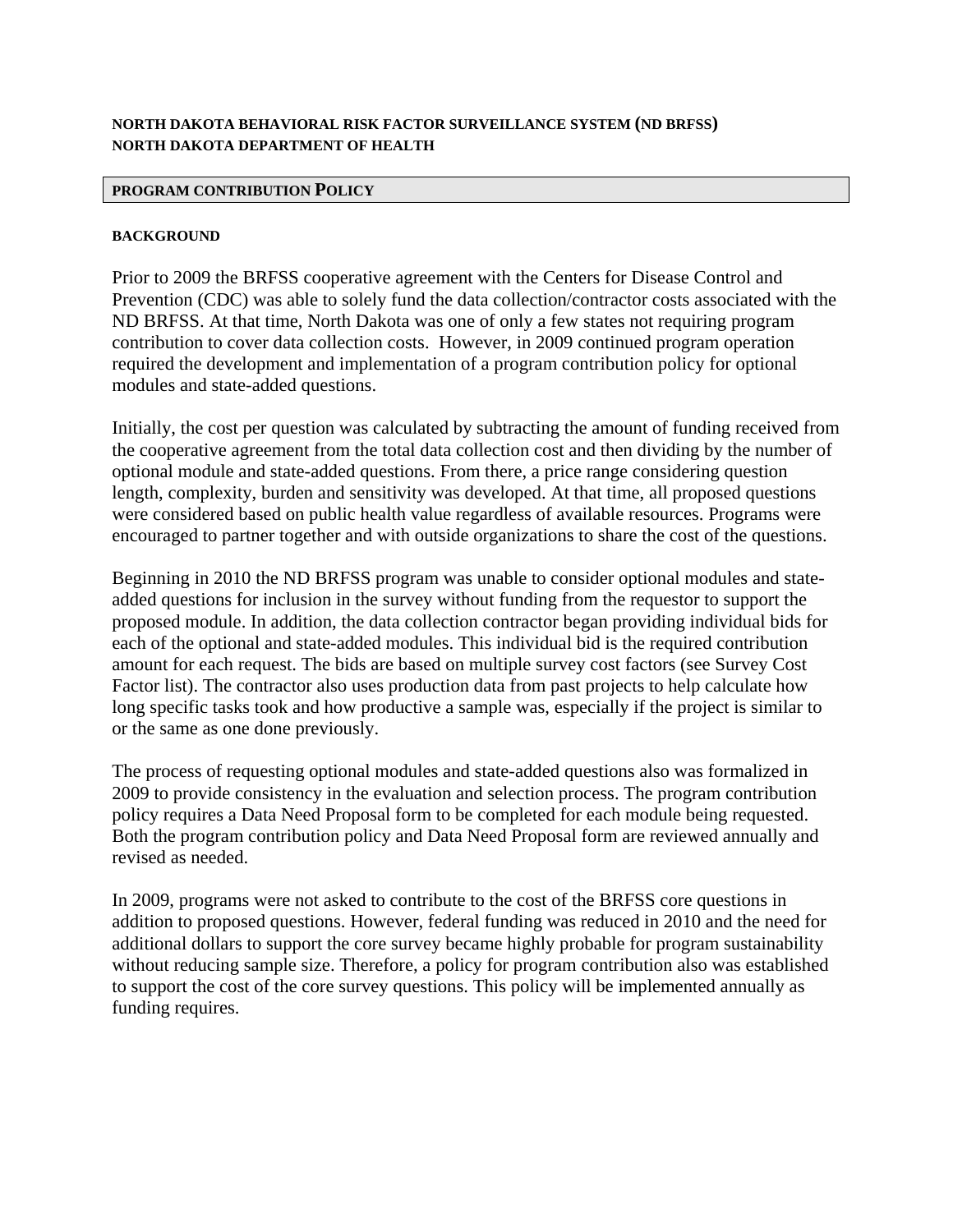**NORTH DAKOTA BEHAVIORAL RISK FACTOR SURVEILLANCE SYSTEM (ND BRFSS)**
**NORTH DAKOTA DEPARTMENT OF HEALTH**

## PROGRAM CONTRIBUTION POLICY

### BACKGROUND

Prior to 2009 the BRFSS cooperative agreement with the Centers for Disease Control and Prevention (CDC) was able to solely fund the data collection/contractor costs associated with the ND BRFSS. At that time, North Dakota was one of only a few states not requiring program contribution to cover data collection costs. However, in 2009 continued program operation required the development and implementation of a program contribution policy for optional modules and state-added questions.

Initially, the cost per question was calculated by subtracting the amount of funding received from the cooperative agreement from the total data collection cost and then dividing by the number of optional module and state-added questions. From there, a price range considering question length, complexity, burden and sensitivity was developed. At that time, all proposed questions were considered based on public health value regardless of available resources. Programs were encouraged to partner together and with outside organizations to share the cost of the questions.

Beginning in 2010 the ND BRFSS program was unable to consider optional modules and state-added questions for inclusion in the survey without funding from the requestor to support the proposed module. In addition, the data collection contractor began providing individual bids for each of the optional and state-added modules. This individual bid is the required contribution amount for each request. The bids are based on multiple survey cost factors (see Survey Cost Factor list). The contractor also uses production data from past projects to help calculate how long specific tasks took and how productive a sample was, especially if the project is similar to or the same as one done previously.

The process of requesting optional modules and state-added questions also was formalized in 2009 to provide consistency in the evaluation and selection process. The program contribution policy requires a Data Need Proposal form to be completed for each module being requested. Both the program contribution policy and Data Need Proposal form are reviewed annually and revised as needed.

In 2009, programs were not asked to contribute to the cost of the BRFSS core questions in addition to proposed questions. However, federal funding was reduced in 2010 and the need for additional dollars to support the core survey became highly probable for program sustainability without reducing sample size. Therefore, a policy for program contribution also was established to support the cost of the core survey questions. This policy will be implemented annually as funding requires.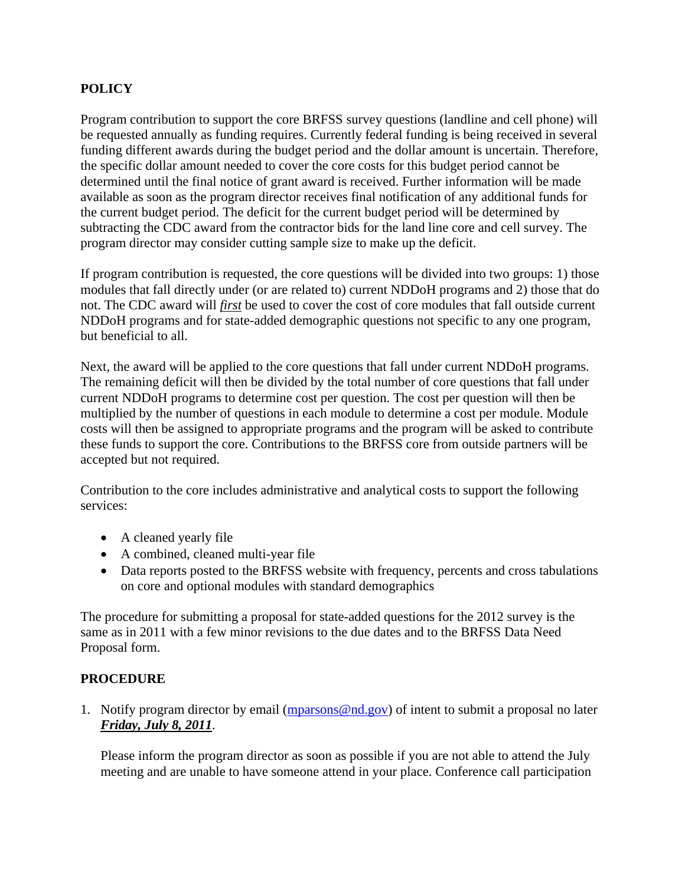**POLICY**

Program contribution to support the core BRFSS survey questions (landline and cell phone) will be requested annually as funding requires. Currently federal funding is being received in several funding different awards during the budget period and the dollar amount is uncertain. Therefore, the specific dollar amount needed to cover the core costs for this budget period cannot be determined until the final notice of grant award is received. Further information will be made available as soon as the program director receives final notification of any additional funds for the current budget period. The deficit for the current budget period will be determined by subtracting the CDC award from the contractor bids for the land line core and cell survey. The program director may consider cutting sample size to make up the deficit.

If program contribution is requested, the core questions will be divided into two groups: 1) those modules that fall directly under (or are related to) current NDDoH programs and 2) those that do not. The CDC award will ***first*** be used to cover the cost of core modules that fall outside current NDDoH programs and for state-added demographic questions not specific to any one program, but beneficial to all.

Next, the award will be applied to the core questions that fall under current NDDoH programs. The remaining deficit will then be divided by the total number of core questions that fall under current NDDoH programs to determine cost per question. The cost per question will then be multiplied by the number of questions in each module to determine a cost per module. Module costs will then be assigned to appropriate programs and the program will be asked to contribute these funds to support the core. Contributions to the BRFSS core from outside partners will be accepted but not required.

Contribution to the core includes administrative and analytical costs to support the following services:

- A cleaned yearly file
- A combined, cleaned multi-year file
- Data reports posted to the BRFSS website with frequency, percents and cross tabulations on core and optional modules with standard demographics

The procedure for submitting a proposal for state-added questions for the 2012 survey is the same as in 2011 with a few minor revisions to the due dates and to the BRFSS Data Need Proposal form.

**PROCEDURE**

1. Notify program director by email (mparsons@nd.gov) of intent to submit a proposal no later ***Friday, July 8, 2011***.

   Please inform the program director as soon as possible if you are not able to attend the July meeting and are unable to have someone attend in your place. Conference call participation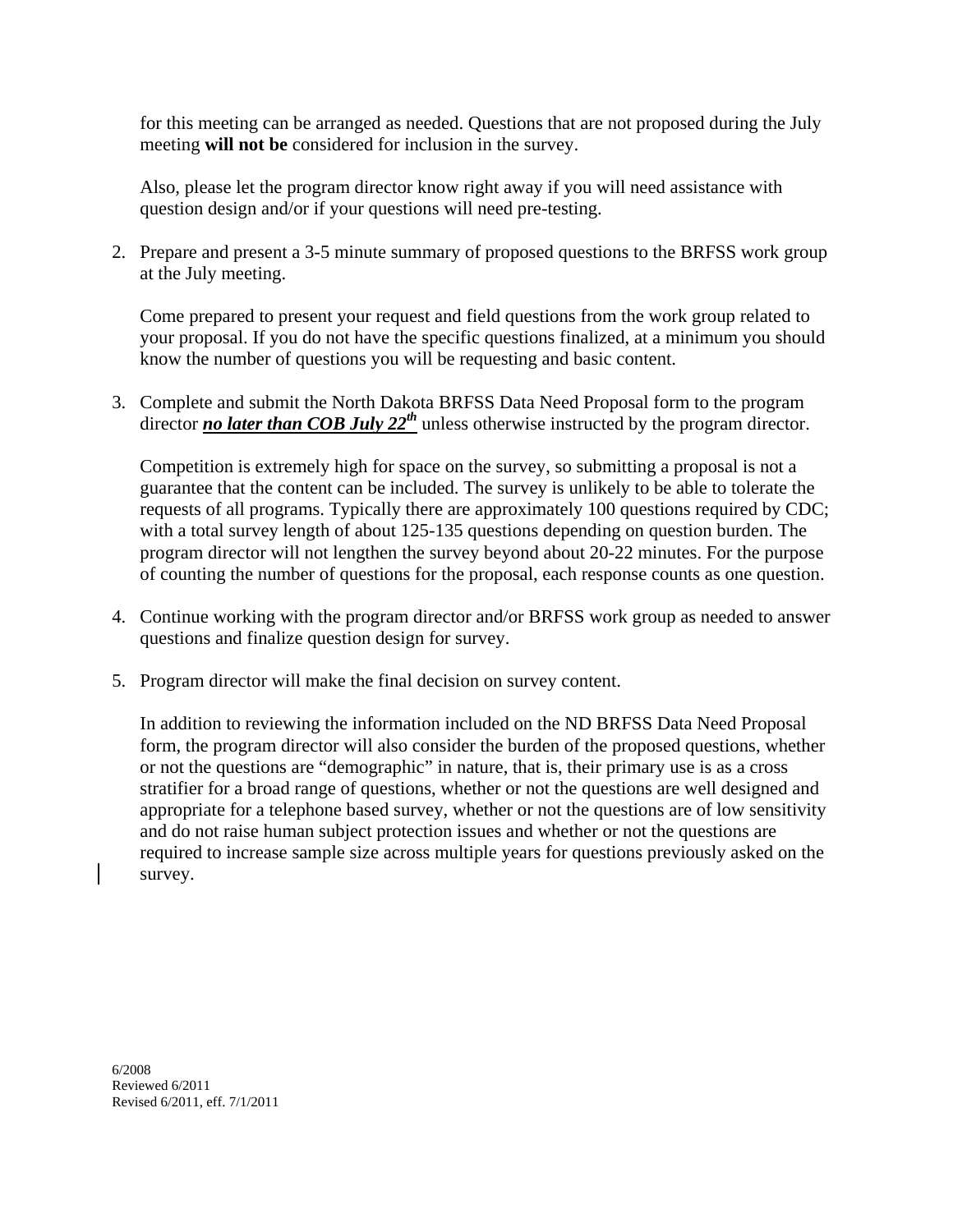for this meeting can be arranged as needed. Questions that are not proposed during the July meeting **will not be** considered for inclusion in the survey.

Also, please let the program director know right away if you will need assistance with question design and/or if your questions will need pre-testing.

2. Prepare and present a 3-5 minute summary of proposed questions to the BRFSS work group at the July meeting.

   Come prepared to present your request and field questions from the work group related to your proposal. If you do not have the specific questions finalized, at a minimum you should know the number of questions you will be requesting and basic content.

3. Complete and submit the North Dakota BRFSS Data Need Proposal form to the program director ***no later than COB July 22nd*** unless otherwise instructed by the program director.

   Competition is extremely high for space on the survey, so submitting a proposal is not a guarantee that the content can be included. The survey is unlikely to be able to tolerate the requests of all programs. Typically there are approximately 100 questions required by CDC; with a total survey length of about 125-135 questions depending on question burden. The program director will not lengthen the survey beyond about 20-22 minutes. For the purpose of counting the number of questions for the proposal, each response counts as one question.

4. Continue working with the program director and/or BRFSS work group as needed to answer questions and finalize question design for survey.

5. Program director will make the final decision on survey content.

   In addition to reviewing the information included on the ND BRFSS Data Need Proposal form, the program director will also consider the burden of the proposed questions, whether or not the questions are "demographic" in nature, that is, their primary use is as a cross stratifier for a broad range of questions, whether or not the questions are well designed and appropriate for a telephone based survey, whether or not the questions are of low sensitivity and do not raise human subject protection issues and whether or not the questions are required to increase sample size across multiple years for questions previously asked on the survey.

6/2008
Reviewed 6/2011
Revised 6/2011, eff. 7/1/2011